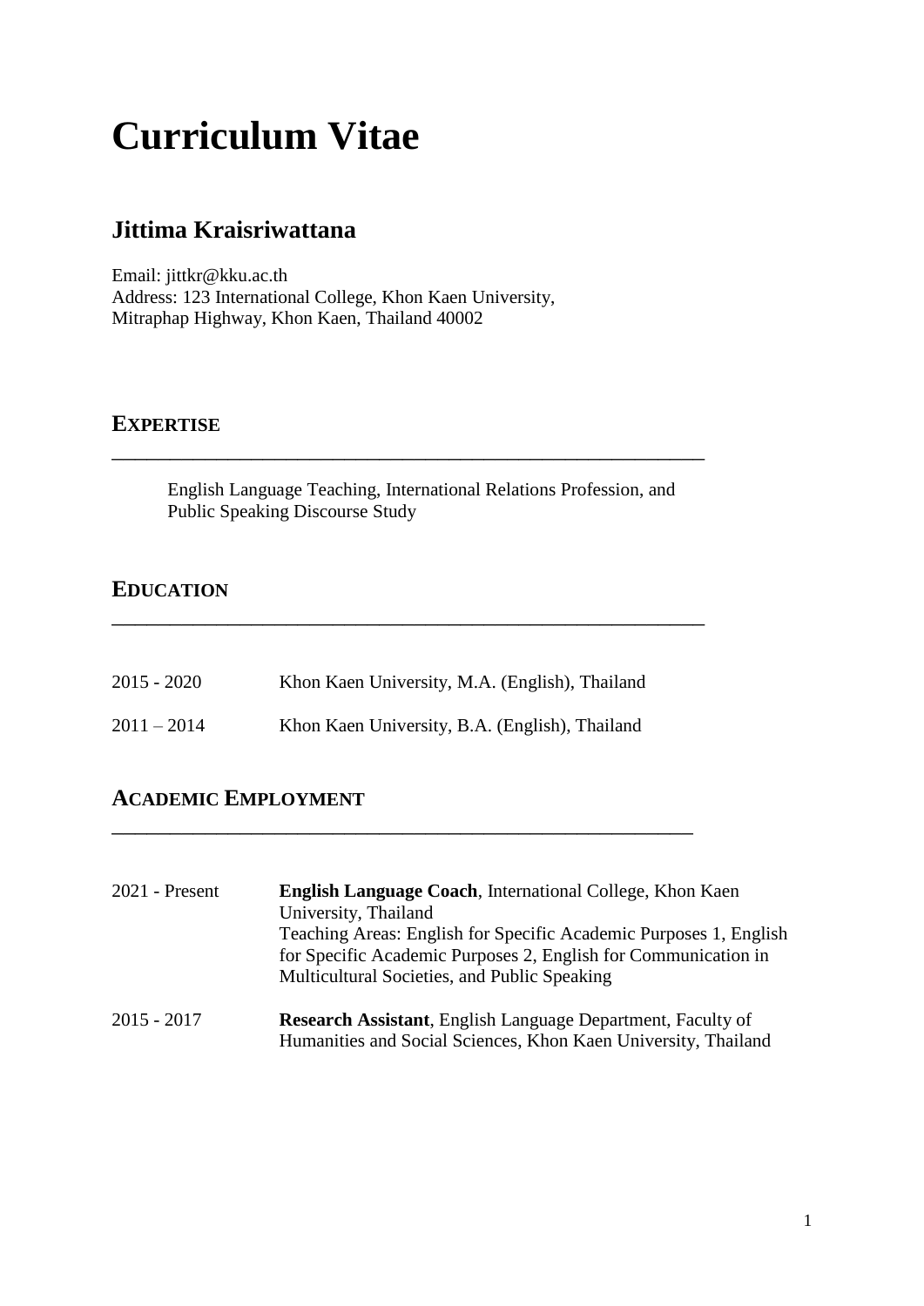# Curriculum Vitae

## Jittima Kraisriwattana

Email: jittkr@kku.ac.th
Address: 123 International College, Khon Kaen University,
Mitraphap Highway, Khon Kaen, Thailand 40002

### EXPERTISE

English Language Teaching, International Relations Profession, and Public Speaking Discourse Study

### EDUCATION

| | |
|---|---|
| 2015 - 2020 | Khon Kaen University, M.A. (English), Thailand |
| 2011 – 2014 | Khon Kaen University, B.A. (English), Thailand |

### ACADEMIC EMPLOYMENT

| | |
|---|---|
| 2021 - Present | **English Language Coach**, International College, Khon Kaen University, Thailand<br>Teaching Areas: English for Specific Academic Purposes 1, English for Specific Academic Purposes 2, English for Communication in Multicultural Societies, and Public Speaking |
| 2015 - 2017 | **Research Assistant**, English Language Department, Faculty of Humanities and Social Sciences, Khon Kaen University, Thailand |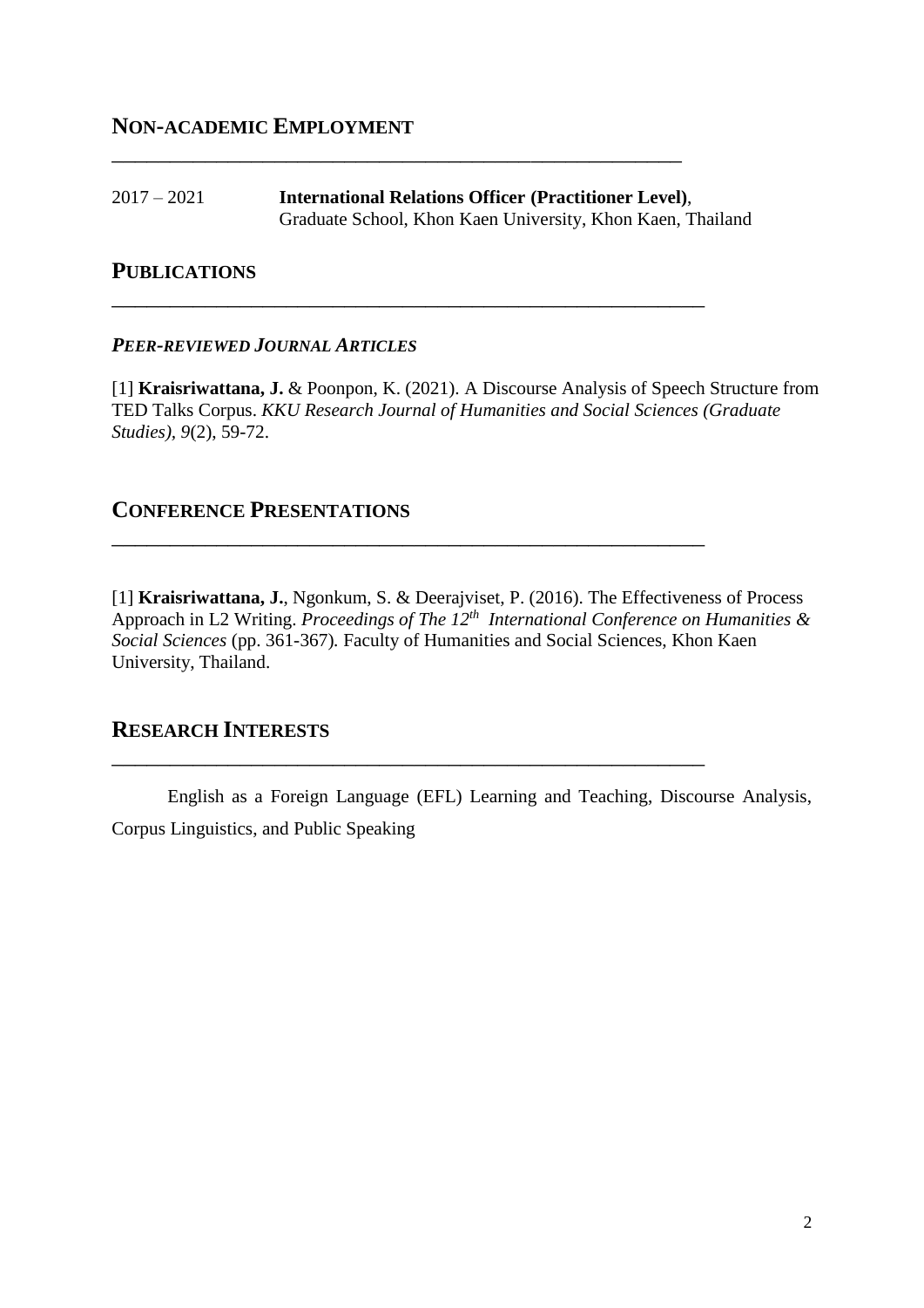## NON-ACADEMIC EMPLOYMENT

2017 – 2021 **International Relations Officer (Practitioner Level)**, Graduate School, Khon Kaen University, Khon Kaen, Thailand

## PUBLICATIONS

### *PEER-REVIEWED JOURNAL ARTICLES*

[1] **Kraisriwattana, J.** & Poonpon, K. (2021). A Discourse Analysis of Speech Structure from TED Talks Corpus. *KKU Research Journal of Humanities and Social Sciences (Graduate Studies)*, *9*(2), 59-72.

## CONFERENCE PRESENTATIONS

[1] **Kraisriwattana, J.**, Ngonkum, S. & Deerajviset, P. (2016). The Effectiveness of Process Approach in L2 Writing. *Proceedings of The 12th International Conference on Humanities & Social Sciences* (pp. 361-367)*.* Faculty of Humanities and Social Sciences, Khon Kaen University, Thailand.

## RESEARCH INTERESTS

English as a Foreign Language (EFL) Learning and Teaching, Discourse Analysis, Corpus Linguistics, and Public Speaking